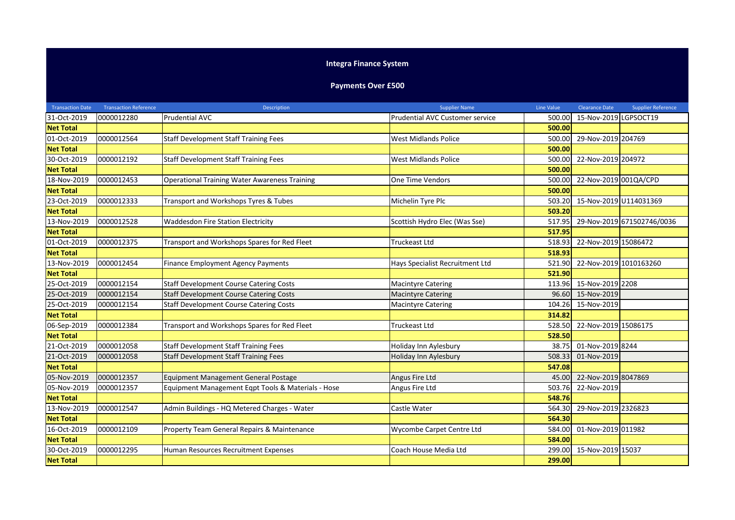# Integra Finance System

## Payments Over £500

| Transaction Date | Transaction Reference | Description | Supplier Name | Line Value | Clearance Date | Supplier Reference |
|---|---|---|---|---|---|---|
| 31-Oct-2019 | 0000012280 | Prudential AVC | Prudential AVC Customer service | 500.00 | 15-Nov-2019 | LGPSOCT19 |
| **Net Total** | | | | **500.00** | | |
| 01-Oct-2019 | 0000012564 | Staff Development Staff Training Fees | West Midlands Police | 500.00 | 29-Nov-2019 | 204769 |
| **Net Total** | | | | **500.00** | | |
| 30-Oct-2019 | 0000012192 | Staff Development Staff Training Fees | West Midlands Police | 500.00 | 22-Nov-2019 | 204972 |
| **Net Total** | | | | **500.00** | | |
| 18-Nov-2019 | 0000012453 | Operational Training Water Awareness Training | One Time Vendors | 500.00 | 22-Nov-2019 | 001QA/CPD |
| **Net Total** | | | | **500.00** | | |
| 23-Oct-2019 | 0000012333 | Transport and Workshops Tyres & Tubes | Michelin Tyre Plc | 503.20 | 15-Nov-2019 | U114031369 |
| **Net Total** | | | | **503.20** | | |
| 13-Nov-2019 | 0000012528 | Waddesdon Fire Station Electricity | Scottish Hydro Elec (Was Sse) | 517.95 | 29-Nov-2019 | 671502746/0036 |
| **Net Total** | | | | **517.95** | | |
| 01-Oct-2019 | 0000012375 | Transport and Workshops Spares for Red Fleet | Truckeast Ltd | 518.93 | 22-Nov-2019 | 15086472 |
| **Net Total** | | | | **518.93** | | |
| 13-Nov-2019 | 0000012454 | Finance Employment Agency Payments | Hays Specialist Recruitment Ltd | 521.90 | 22-Nov-2019 | 1010163260 |
| **Net Total** | | | | **521.90** | | |
| 25-Oct-2019 | 0000012154 | Staff Development Course Catering Costs | Macintyre Catering | 113.96 | 15-Nov-2019 | 2208 |
| 25-Oct-2019 | 0000012154 | Staff Development Course Catering Costs | Macintyre Catering | 96.60 | 15-Nov-2019 | |
| 25-Oct-2019 | 0000012154 | Staff Development Course Catering Costs | Macintyre Catering | 104.26 | 15-Nov-2019 | |
| **Net Total** | | | | **314.82** | | |
| 06-Sep-2019 | 0000012384 | Transport and Workshops Spares for Red Fleet | Truckeast Ltd | 528.50 | 22-Nov-2019 | 15086175 |
| **Net Total** | | | | **528.50** | | |
| 21-Oct-2019 | 0000012058 | Staff Development Staff Training Fees | Holiday Inn Aylesbury | 38.75 | 01-Nov-2019 | 8244 |
| 21-Oct-2019 | 0000012058 | Staff Development Staff Training Fees | Holiday Inn Aylesbury | 508.33 | 01-Nov-2019 | |
| **Net Total** | | | | **547.08** | | |
| 05-Nov-2019 | 0000012357 | Equipment Management General Postage | Angus Fire Ltd | 45.00 | 22-Nov-2019 | 8047869 |
| 05-Nov-2019 | 0000012357 | Equipment Management Eqpt Tools & Materials - Hose | Angus Fire Ltd | 503.76 | 22-Nov-2019 | |
| **Net Total** | | | | **548.76** | | |
| 13-Nov-2019 | 0000012547 | Admin Buildings - HQ Metered Charges - Water | Castle Water | 564.30 | 29-Nov-2019 | 2326823 |
| **Net Total** | | | | **564.30** | | |
| 16-Oct-2019 | 0000012109 | Property Team General Repairs & Maintenance | Wycombe Carpet Centre Ltd | 584.00 | 01-Nov-2019 | 011982 |
| **Net Total** | | | | **584.00** | | |
| 30-Oct-2019 | 0000012295 | Human Resources Recruitment Expenses | Coach House Media Ltd | 299.00 | 15-Nov-2019 | 15037 |
| **Net Total** | | | | **299.00** | | |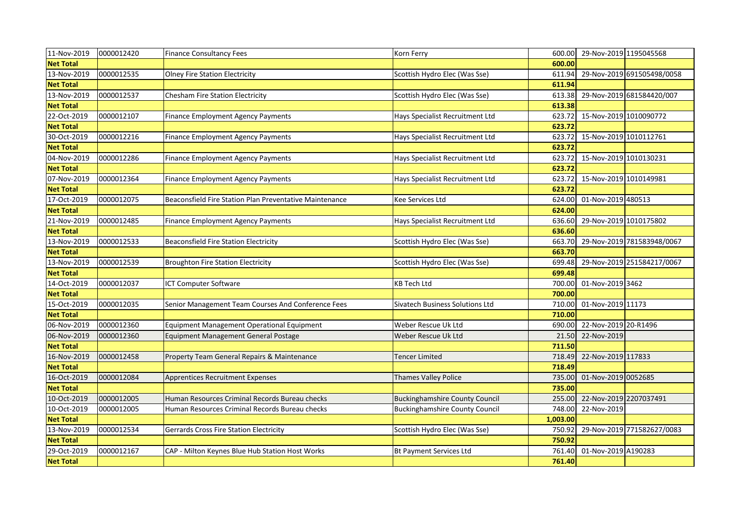| 11-Nov-2019 | 0000012420 | Finance Consultancy Fees | Korn Ferry | 600.00 | 29-Nov-2019 | 1195045568 |
|---|---|---|---|---|---|---|
| **Net Total** | | | | **600.00** | | |
| 13-Nov-2019 | 0000012535 | Olney Fire Station Electricity | Scottish Hydro Elec (Was Sse) | 611.94 | 29-Nov-2019 | 691505498/0058 |
| **Net Total** | | | | **611.94** | | |
| 13-Nov-2019 | 0000012537 | Chesham Fire Station Electricity | Scottish Hydro Elec (Was Sse) | 613.38 | 29-Nov-2019 | 681584420/007 |
| **Net Total** | | | | **613.38** | | |
| 22-Oct-2019 | 0000012107 | Finance Employment Agency Payments | Hays Specialist Recruitment Ltd | 623.72 | 15-Nov-2019 | 1010090772 |
| **Net Total** | | | | **623.72** | | |
| 30-Oct-2019 | 0000012216 | Finance Employment Agency Payments | Hays Specialist Recruitment Ltd | 623.72 | 15-Nov-2019 | 1010112761 |
| **Net Total** | | | | **623.72** | | |
| 04-Nov-2019 | 0000012286 | Finance Employment Agency Payments | Hays Specialist Recruitment Ltd | 623.72 | 15-Nov-2019 | 1010130231 |
| **Net Total** | | | | **623.72** | | |
| 07-Nov-2019 | 0000012364 | Finance Employment Agency Payments | Hays Specialist Recruitment Ltd | 623.72 | 15-Nov-2019 | 1010149981 |
| **Net Total** | | | | **623.72** | | |
| 17-Oct-2019 | 0000012075 | Beaconsfield Fire Station Plan Preventative Maintenance | Kee Services Ltd | 624.00 | 01-Nov-2019 | 480513 |
| **Net Total** | | | | **624.00** | | |
| 21-Nov-2019 | 0000012485 | Finance Employment Agency Payments | Hays Specialist Recruitment Ltd | 636.60 | 29-Nov-2019 | 1010175802 |
| **Net Total** | | | | **636.60** | | |
| 13-Nov-2019 | 0000012533 | Beaconsfield Fire Station Electricity | Scottish Hydro Elec (Was Sse) | 663.70 | 29-Nov-2019 | 781583948/0067 |
| **Net Total** | | | | **663.70** | | |
| 13-Nov-2019 | 0000012539 | Broughton Fire Station Electricity | Scottish Hydro Elec (Was Sse) | 699.48 | 29-Nov-2019 | 251584217/0067 |
| **Net Total** | | | | **699.48** | | |
| 14-Oct-2019 | 0000012037 | ICT Computer Software | KB Tech Ltd | 700.00 | 01-Nov-2019 | 3462 |
| **Net Total** | | | | **700.00** | | |
| 15-Oct-2019 | 0000012035 | Senior Management Team Courses And Conference Fees | Sivatech Business Solutions Ltd | 710.00 | 01-Nov-2019 | 11173 |
| **Net Total** | | | | **710.00** | | |
| 06-Nov-2019 | 0000012360 | Equipment Management Operational Equipment | Weber Rescue Uk Ltd | 690.00 | 22-Nov-2019 | 20-R1496 |
| 06-Nov-2019 | 0000012360 | Equipment Management General Postage | Weber Rescue Uk Ltd | 21.50 | 22-Nov-2019 | |
| **Net Total** | | | | **711.50** | | |
| 16-Nov-2019 | 0000012458 | Property Team General Repairs & Maintenance | Tencer Limited | 718.49 | 22-Nov-2019 | 117833 |
| **Net Total** | | | | **718.49** | | |
| 16-Oct-2019 | 0000012084 | Apprentices Recruitment Expenses | Thames Valley Police | 735.00 | 01-Nov-2019 | 0052685 |
| **Net Total** | | | | **735.00** | | |
| 10-Oct-2019 | 0000012005 | Human Resources Criminal Records Bureau checks | Buckinghamshire County Council | 255.00 | 22-Nov-2019 | 2207037491 |
| 10-Oct-2019 | 0000012005 | Human Resources Criminal Records Bureau checks | Buckinghamshire County Council | 748.00 | 22-Nov-2019 | |
| **Net Total** | | | | **1,003.00** | | |
| 13-Nov-2019 | 0000012534 | Gerrards Cross Fire Station Electricity | Scottish Hydro Elec (Was Sse) | 750.92 | 29-Nov-2019 | 771582627/0083 |
| **Net Total** | | | | **750.92** | | |
| 29-Oct-2019 | 0000012167 | CAP - Milton Keynes Blue Hub Station Host Works | Bt Payment Services Ltd | 761.40 | 01-Nov-2019 | A190283 |
| **Net Total** | | | | **761.40** | | |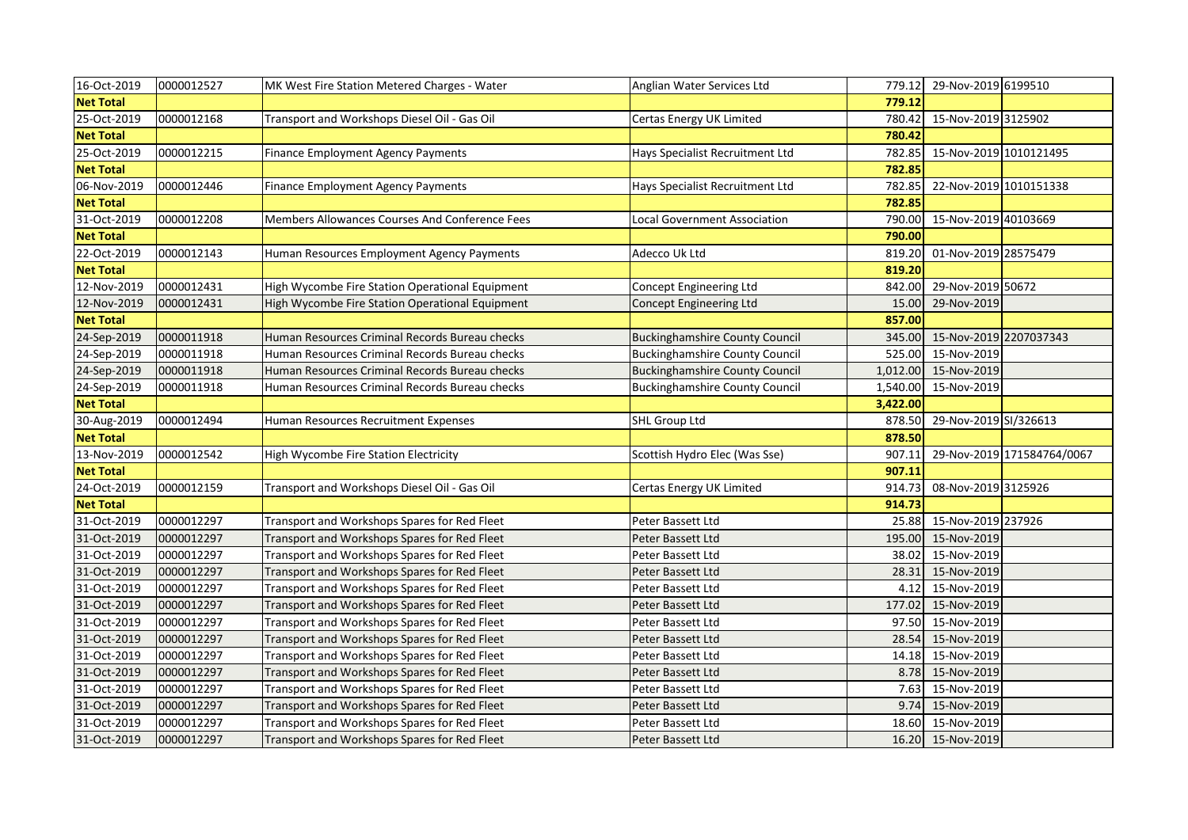| 16-Oct-2019 | 0000012527 | MK West Fire Station Metered Charges - Water | Anglian Water Services Ltd | 779.12 | 29-Nov-2019 | 6199510 |
|---|---|---|---|---|---|---|
| **Net Total** | | | | **779.12** | | |
| 25-Oct-2019 | 0000012168 | Transport and Workshops Diesel Oil - Gas Oil | Certas Energy UK Limited | 780.42 | 15-Nov-2019 | 3125902 |
| **Net Total** | | | | **780.42** | | |
| 25-Oct-2019 | 0000012215 | Finance Employment Agency Payments | Hays Specialist Recruitment Ltd | 782.85 | 15-Nov-2019 | 1010121495 |
| **Net Total** | | | | **782.85** | | |
| 06-Nov-2019 | 0000012446 | Finance Employment Agency Payments | Hays Specialist Recruitment Ltd | 782.85 | 22-Nov-2019 | 1010151338 |
| **Net Total** | | | | **782.85** | | |
| 31-Oct-2019 | 0000012208 | Members Allowances Courses And Conference Fees | Local Government Association | 790.00 | 15-Nov-2019 | 40103669 |
| **Net Total** | | | | **790.00** | | |
| 22-Oct-2019 | 0000012143 | Human Resources Employment Agency Payments | Adecco Uk Ltd | 819.20 | 01-Nov-2019 | 28575479 |
| **Net Total** | | | | **819.20** | | |
| 12-Nov-2019 | 0000012431 | High Wycombe Fire Station Operational Equipment | Concept Engineering Ltd | 842.00 | 29-Nov-2019 | 50672 |
| 12-Nov-2019 | 0000012431 | High Wycombe Fire Station Operational Equipment | Concept Engineering Ltd | 15.00 | 29-Nov-2019 | |
| **Net Total** | | | | **857.00** | | |
| 24-Sep-2019 | 0000011918 | Human Resources Criminal Records Bureau checks | Buckinghamshire County Council | 345.00 | 15-Nov-2019 | 2207037343 |
| 24-Sep-2019 | 0000011918 | Human Resources Criminal Records Bureau checks | Buckinghamshire County Council | 525.00 | 15-Nov-2019 | |
| 24-Sep-2019 | 0000011918 | Human Resources Criminal Records Bureau checks | Buckinghamshire County Council | 1,012.00 | 15-Nov-2019 | |
| 24-Sep-2019 | 0000011918 | Human Resources Criminal Records Bureau checks | Buckinghamshire County Council | 1,540.00 | 15-Nov-2019 | |
| **Net Total** | | | | **3,422.00** | | |
| 30-Aug-2019 | 0000012494 | Human Resources Recruitment Expenses | SHL Group Ltd | 878.50 | 29-Nov-2019 | SI/326613 |
| **Net Total** | | | | **878.50** | | |
| 13-Nov-2019 | 0000012542 | High Wycombe Fire Station Electricity | Scottish Hydro Elec (Was Sse) | 907.11 | 29-Nov-2019 | 171584764/0067 |
| **Net Total** | | | | **907.11** | | |
| 24-Oct-2019 | 0000012159 | Transport and Workshops Diesel Oil - Gas Oil | Certas Energy UK Limited | 914.73 | 08-Nov-2019 | 3125926 |
| **Net Total** | | | | **914.73** | | |
| 31-Oct-2019 | 0000012297 | Transport and Workshops Spares for Red Fleet | Peter Bassett Ltd | 25.88 | 15-Nov-2019 | 237926 |
| 31-Oct-2019 | 0000012297 | Transport and Workshops Spares for Red Fleet | Peter Bassett Ltd | 195.00 | 15-Nov-2019 | |
| 31-Oct-2019 | 0000012297 | Transport and Workshops Spares for Red Fleet | Peter Bassett Ltd | 38.02 | 15-Nov-2019 | |
| 31-Oct-2019 | 0000012297 | Transport and Workshops Spares for Red Fleet | Peter Bassett Ltd | 28.31 | 15-Nov-2019 | |
| 31-Oct-2019 | 0000012297 | Transport and Workshops Spares for Red Fleet | Peter Bassett Ltd | 4.12 | 15-Nov-2019 | |
| 31-Oct-2019 | 0000012297 | Transport and Workshops Spares for Red Fleet | Peter Bassett Ltd | 177.02 | 15-Nov-2019 | |
| 31-Oct-2019 | 0000012297 | Transport and Workshops Spares for Red Fleet | Peter Bassett Ltd | 97.50 | 15-Nov-2019 | |
| 31-Oct-2019 | 0000012297 | Transport and Workshops Spares for Red Fleet | Peter Bassett Ltd | 28.54 | 15-Nov-2019 | |
| 31-Oct-2019 | 0000012297 | Transport and Workshops Spares for Red Fleet | Peter Bassett Ltd | 14.18 | 15-Nov-2019 | |
| 31-Oct-2019 | 0000012297 | Transport and Workshops Spares for Red Fleet | Peter Bassett Ltd | 8.78 | 15-Nov-2019 | |
| 31-Oct-2019 | 0000012297 | Transport and Workshops Spares for Red Fleet | Peter Bassett Ltd | 7.63 | 15-Nov-2019 | |
| 31-Oct-2019 | 0000012297 | Transport and Workshops Spares for Red Fleet | Peter Bassett Ltd | 9.74 | 15-Nov-2019 | |
| 31-Oct-2019 | 0000012297 | Transport and Workshops Spares for Red Fleet | Peter Bassett Ltd | 18.60 | 15-Nov-2019 | |
| 31-Oct-2019 | 0000012297 | Transport and Workshops Spares for Red Fleet | Peter Bassett Ltd | 16.20 | 15-Nov-2019 | |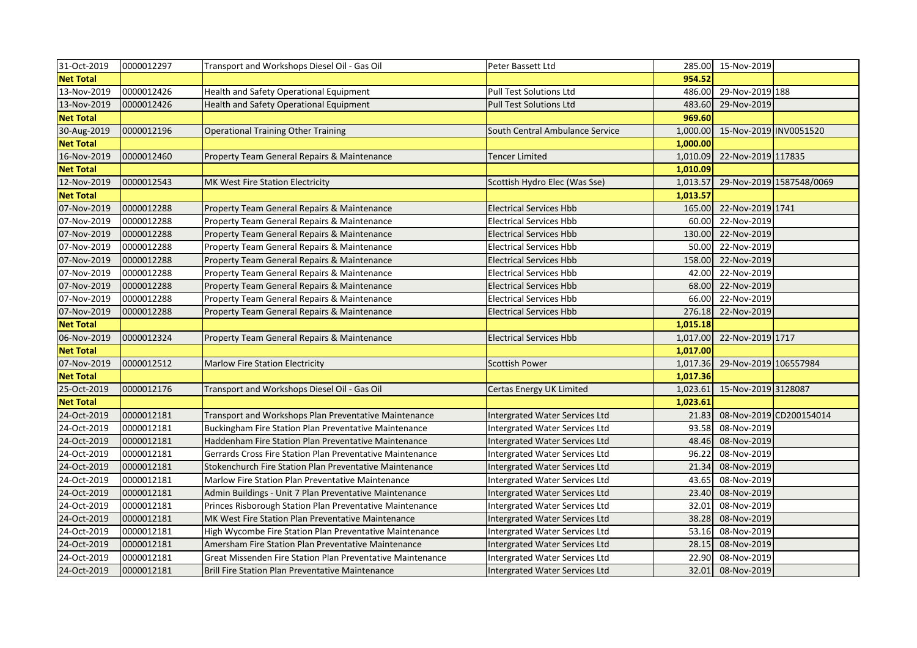| | | | | | | |
|---|---|---|---|---|---|---|
| 31-Oct-2019 | 0000012297 | Transport and Workshops Diesel Oil - Gas Oil | Peter Bassett Ltd | 285.00 | 15-Nov-2019 | |
| **Net Total** | | | | **954.52** | | |
| 13-Nov-2019 | 0000012426 | Health and Safety Operational Equipment | Pull Test Solutions Ltd | 486.00 | 29-Nov-2019 | 188 |
| 13-Nov-2019 | 0000012426 | Health and Safety Operational Equipment | Pull Test Solutions Ltd | 483.60 | 29-Nov-2019 | |
| **Net Total** | | | | **969.60** | | |
| 30-Aug-2019 | 0000012196 | Operational Training Other Training | South Central Ambulance Service | 1,000.00 | 15-Nov-2019 | INV0051520 |
| **Net Total** | | | | **1,000.00** | | |
| 16-Nov-2019 | 0000012460 | Property Team General Repairs & Maintenance | Tencer Limited | 1,010.09 | 22-Nov-2019 | 117835 |
| **Net Total** | | | | **1,010.09** | | |
| 12-Nov-2019 | 0000012543 | MK West Fire Station Electricity | Scottish Hydro Elec (Was Sse) | 1,013.57 | 29-Nov-2019 | 1587548/0069 |
| **Net Total** | | | | **1,013.57** | | |
| 07-Nov-2019 | 0000012288 | Property Team General Repairs & Maintenance | Electrical Services Hbb | 165.00 | 22-Nov-2019 | 1741 |
| 07-Nov-2019 | 0000012288 | Property Team General Repairs & Maintenance | Electrical Services Hbb | 60.00 | 22-Nov-2019 | |
| 07-Nov-2019 | 0000012288 | Property Team General Repairs & Maintenance | Electrical Services Hbb | 130.00 | 22-Nov-2019 | |
| 07-Nov-2019 | 0000012288 | Property Team General Repairs & Maintenance | Electrical Services Hbb | 50.00 | 22-Nov-2019 | |
| 07-Nov-2019 | 0000012288 | Property Team General Repairs & Maintenance | Electrical Services Hbb | 158.00 | 22-Nov-2019 | |
| 07-Nov-2019 | 0000012288 | Property Team General Repairs & Maintenance | Electrical Services Hbb | 42.00 | 22-Nov-2019 | |
| 07-Nov-2019 | 0000012288 | Property Team General Repairs & Maintenance | Electrical Services Hbb | 68.00 | 22-Nov-2019 | |
| 07-Nov-2019 | 0000012288 | Property Team General Repairs & Maintenance | Electrical Services Hbb | 66.00 | 22-Nov-2019 | |
| 07-Nov-2019 | 0000012288 | Property Team General Repairs & Maintenance | Electrical Services Hbb | 276.18 | 22-Nov-2019 | |
| **Net Total** | | | | **1,015.18** | | |
| 06-Nov-2019 | 0000012324 | Property Team General Repairs & Maintenance | Electrical Services Hbb | 1,017.00 | 22-Nov-2019 | 1717 |
| **Net Total** | | | | **1,017.00** | | |
| 07-Nov-2019 | 0000012512 | Marlow Fire Station Electricity | Scottish Power | 1,017.36 | 29-Nov-2019 | 106557984 |
| **Net Total** | | | | **1,017.36** | | |
| 25-Oct-2019 | 0000012176 | Transport and Workshops Diesel Oil - Gas Oil | Certas Energy UK Limited | 1,023.61 | 15-Nov-2019 | 3128087 |
| **Net Total** | | | | **1,023.61** | | |
| 24-Oct-2019 | 0000012181 | Transport and Workshops Plan Preventative Maintenance | Intergrated Water Services Ltd | 21.83 | 08-Nov-2019 | CD200154014 |
| 24-Oct-2019 | 0000012181 | Buckingham Fire Station Plan Preventative Maintenance | Intergrated Water Services Ltd | 93.58 | 08-Nov-2019 | |
| 24-Oct-2019 | 0000012181 | Haddenham Fire Station Plan Preventative Maintenance | Intergrated Water Services Ltd | 48.46 | 08-Nov-2019 | |
| 24-Oct-2019 | 0000012181 | Gerrards Cross Fire Station Plan Preventative Maintenance | Intergrated Water Services Ltd | 96.22 | 08-Nov-2019 | |
| 24-Oct-2019 | 0000012181 | Stokenchurch Fire Station Plan Preventative Maintenance | Intergrated Water Services Ltd | 21.34 | 08-Nov-2019 | |
| 24-Oct-2019 | 0000012181 | Marlow Fire Station Plan Preventative Maintenance | Intergrated Water Services Ltd | 43.65 | 08-Nov-2019 | |
| 24-Oct-2019 | 0000012181 | Admin Buildings - Unit 7 Plan Preventative Maintenance | Intergrated Water Services Ltd | 23.40 | 08-Nov-2019 | |
| 24-Oct-2019 | 0000012181 | Princes Risborough Station Plan Preventative Maintenance | Intergrated Water Services Ltd | 32.01 | 08-Nov-2019 | |
| 24-Oct-2019 | 0000012181 | MK West Fire Station Plan Preventative Maintenance | Intergrated Water Services Ltd | 38.28 | 08-Nov-2019 | |
| 24-Oct-2019 | 0000012181 | High Wycombe Fire Station Plan Preventative Maintenance | Intergrated Water Services Ltd | 53.16 | 08-Nov-2019 | |
| 24-Oct-2019 | 0000012181 | Amersham Fire Station Plan Preventative Maintenance | Intergrated Water Services Ltd | 28.15 | 08-Nov-2019 | |
| 24-Oct-2019 | 0000012181 | Great Missenden Fire Station Plan Preventative Maintenance | Intergrated Water Services Ltd | 22.90 | 08-Nov-2019 | |
| 24-Oct-2019 | 0000012181 | Brill Fire Station Plan Preventative Maintenance | Intergrated Water Services Ltd | 32.01 | 08-Nov-2019 | |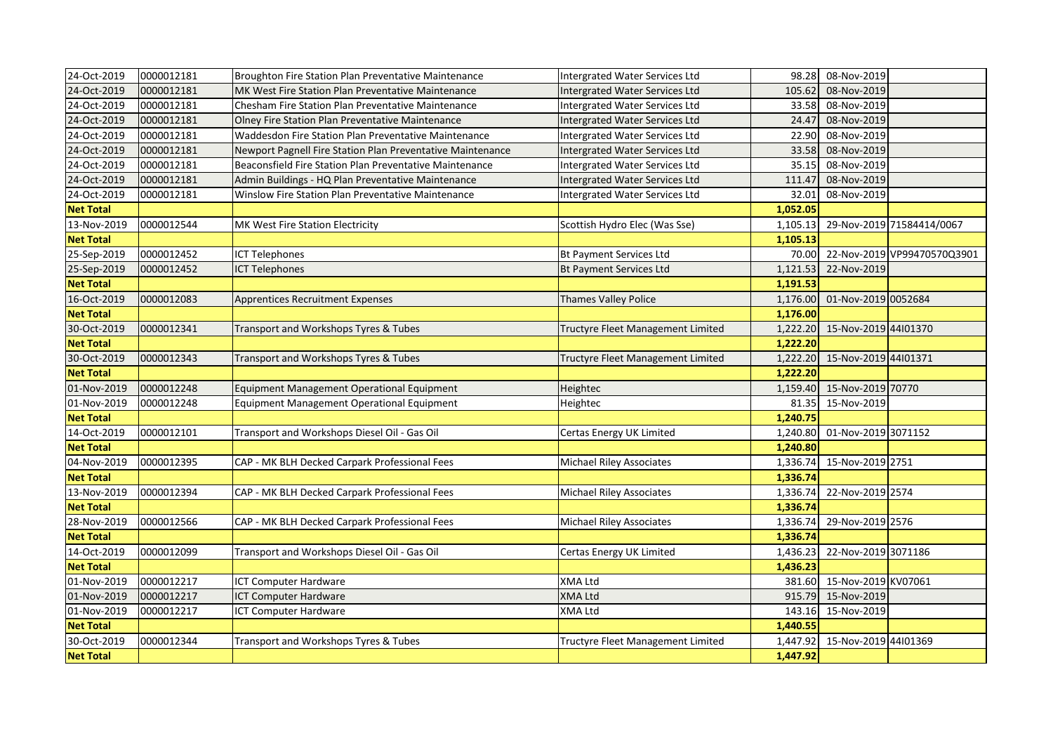| | | | | | | |
|---|---|---|---|---|---|---|
| 24-Oct-2019 | 0000012181 | Broughton Fire Station Plan Preventative Maintenance | Intergrated Water Services Ltd | 98.28 | 08-Nov-2019 | |
| 24-Oct-2019 | 0000012181 | MK West Fire Station Plan Preventative Maintenance | Intergrated Water Services Ltd | 105.62 | 08-Nov-2019 | |
| 24-Oct-2019 | 0000012181 | Chesham Fire Station Plan Preventative Maintenance | Intergrated Water Services Ltd | 33.58 | 08-Nov-2019 | |
| 24-Oct-2019 | 0000012181 | Olney Fire Station Plan Preventative Maintenance | Intergrated Water Services Ltd | 24.47 | 08-Nov-2019 | |
| 24-Oct-2019 | 0000012181 | Waddesdon Fire Station Plan Preventative Maintenance | Intergrated Water Services Ltd | 22.90 | 08-Nov-2019 | |
| 24-Oct-2019 | 0000012181 | Newport Pagnell Fire Station Plan Preventative Maintenance | Intergrated Water Services Ltd | 33.58 | 08-Nov-2019 | |
| 24-Oct-2019 | 0000012181 | Beaconsfield Fire Station Plan Preventative Maintenance | Intergrated Water Services Ltd | 35.15 | 08-Nov-2019 | |
| 24-Oct-2019 | 0000012181 | Admin Buildings - HQ Plan Preventative Maintenance | Intergrated Water Services Ltd | 111.47 | 08-Nov-2019 | |
| 24-Oct-2019 | 0000012181 | Winslow Fire Station Plan Preventative Maintenance | Intergrated Water Services Ltd | 32.01 | 08-Nov-2019 | |
| **Net Total** | | | | **1,052.05** | | |
| 13-Nov-2019 | 0000012544 | MK West Fire Station Electricity | Scottish Hydro Elec (Was Sse) | 1,105.13 | 29-Nov-2019 | 71584414/0067 |
| **Net Total** | | | | **1,105.13** | | |
| 25-Sep-2019 | 0000012452 | ICT Telephones | Bt Payment Services Ltd | 70.00 | 22-Nov-2019 | VP99470570Q3901 |
| 25-Sep-2019 | 0000012452 | ICT Telephones | Bt Payment Services Ltd | 1,121.53 | 22-Nov-2019 | |
| **Net Total** | | | | **1,191.53** | | |
| 16-Oct-2019 | 0000012083 | Apprentices Recruitment Expenses | Thames Valley Police | 1,176.00 | 01-Nov-2019 | 0052684 |
| **Net Total** | | | | **1,176.00** | | |
| 30-Oct-2019 | 0000012341 | Transport and Workshops Tyres & Tubes | Tructyre Fleet Management Limited | 1,222.20 | 15-Nov-2019 | 44I01370 |
| **Net Total** | | | | **1,222.20** | | |
| 30-Oct-2019 | 0000012343 | Transport and Workshops Tyres & Tubes | Tructyre Fleet Management Limited | 1,222.20 | 15-Nov-2019 | 44I01371 |
| **Net Total** | | | | **1,222.20** | | |
| 01-Nov-2019 | 0000012248 | Equipment Management Operational Equipment | Heightec | 1,159.40 | 15-Nov-2019 | 70770 |
| 01-Nov-2019 | 0000012248 | Equipment Management Operational Equipment | Heightec | 81.35 | 15-Nov-2019 | |
| **Net Total** | | | | **1,240.75** | | |
| 14-Oct-2019 | 0000012101 | Transport and Workshops Diesel Oil - Gas Oil | Certas Energy UK Limited | 1,240.80 | 01-Nov-2019 | 3071152 |
| **Net Total** | | | | **1,240.80** | | |
| 04-Nov-2019 | 0000012395 | CAP - MK BLH Decked Carpark Professional Fees | Michael Riley Associates | 1,336.74 | 15-Nov-2019 | 2751 |
| **Net Total** | | | | **1,336.74** | | |
| 13-Nov-2019 | 0000012394 | CAP - MK BLH Decked Carpark Professional Fees | Michael Riley Associates | 1,336.74 | 22-Nov-2019 | 2574 |
| **Net Total** | | | | **1,336.74** | | |
| 28-Nov-2019 | 0000012566 | CAP - MK BLH Decked Carpark Professional Fees | Michael Riley Associates | 1,336.74 | 29-Nov-2019 | 2576 |
| **Net Total** | | | | **1,336.74** | | |
| 14-Oct-2019 | 0000012099 | Transport and Workshops Diesel Oil - Gas Oil | Certas Energy UK Limited | 1,436.23 | 22-Nov-2019 | 3071186 |
| **Net Total** | | | | **1,436.23** | | |
| 01-Nov-2019 | 0000012217 | ICT Computer Hardware | XMA Ltd | 381.60 | 15-Nov-2019 | KV07061 |
| 01-Nov-2019 | 0000012217 | ICT Computer Hardware | XMA Ltd | 915.79 | 15-Nov-2019 | |
| 01-Nov-2019 | 0000012217 | ICT Computer Hardware | XMA Ltd | 143.16 | 15-Nov-2019 | |
| **Net Total** | | | | **1,440.55** | | |
| 30-Oct-2019 | 0000012344 | Transport and Workshops Tyres & Tubes | Tructyre Fleet Management Limited | 1,447.92 | 15-Nov-2019 | 44I01369 |
| **Net Total** | | | | **1,447.92** | | |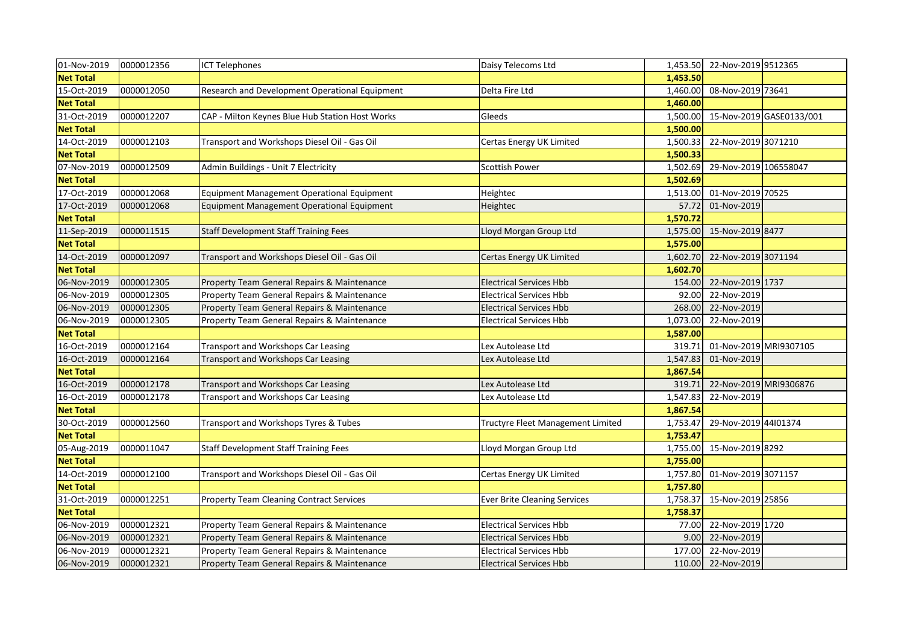| 01-Nov-2019 | 0000012356 | ICT Telephones | Daisy Telecoms Ltd | 1,453.50 | 22-Nov-2019 | 9512365 |
|---|---|---|---|---|---|---|
| **Net Total** | | | | **1,453.50** | | |
| 15-Oct-2019 | 0000012050 | Research and Development Operational Equipment | Delta Fire Ltd | 1,460.00 | 08-Nov-2019 | 73641 |
| **Net Total** | | | | **1,460.00** | | |
| 31-Oct-2019 | 0000012207 | CAP - Milton Keynes Blue Hub Station Host Works | Gleeds | 1,500.00 | 15-Nov-2019 | GASE0133/001 |
| **Net Total** | | | | **1,500.00** | | |
| 14-Oct-2019 | 0000012103 | Transport and Workshops Diesel Oil - Gas Oil | Certas Energy UK Limited | 1,500.33 | 22-Nov-2019 | 3071210 |
| **Net Total** | | | | **1,500.33** | | |
| 07-Nov-2019 | 0000012509 | Admin Buildings - Unit 7 Electricity | Scottish Power | 1,502.69 | 29-Nov-2019 | 106558047 |
| **Net Total** | | | | **1,502.69** | | |
| 17-Oct-2019 | 0000012068 | Equipment Management Operational Equipment | Heightec | 1,513.00 | 01-Nov-2019 | 70525 |
| 17-Oct-2019 | 0000012068 | Equipment Management Operational Equipment | Heightec | 57.72 | 01-Nov-2019 | |
| **Net Total** | | | | **1,570.72** | | |
| 11-Sep-2019 | 0000011515 | Staff Development Staff Training Fees | Lloyd Morgan Group Ltd | 1,575.00 | 15-Nov-2019 | 8477 |
| **Net Total** | | | | **1,575.00** | | |
| 14-Oct-2019 | 0000012097 | Transport and Workshops Diesel Oil - Gas Oil | Certas Energy UK Limited | 1,602.70 | 22-Nov-2019 | 3071194 |
| **Net Total** | | | | **1,602.70** | | |
| 06-Nov-2019 | 0000012305 | Property Team General Repairs & Maintenance | Electrical Services Hbb | 154.00 | 22-Nov-2019 | 1737 |
| 06-Nov-2019 | 0000012305 | Property Team General Repairs & Maintenance | Electrical Services Hbb | 92.00 | 22-Nov-2019 | |
| 06-Nov-2019 | 0000012305 | Property Team General Repairs & Maintenance | Electrical Services Hbb | 268.00 | 22-Nov-2019 | |
| 06-Nov-2019 | 0000012305 | Property Team General Repairs & Maintenance | Electrical Services Hbb | 1,073.00 | 22-Nov-2019 | |
| **Net Total** | | | | **1,587.00** | | |
| 16-Oct-2019 | 0000012164 | Transport and Workshops Car Leasing | Lex Autolease Ltd | 319.71 | 01-Nov-2019 | MRI9307105 |
| 16-Oct-2019 | 0000012164 | Transport and Workshops Car Leasing | Lex Autolease Ltd | 1,547.83 | 01-Nov-2019 | |
| **Net Total** | | | | **1,867.54** | | |
| 16-Oct-2019 | 0000012178 | Transport and Workshops Car Leasing | Lex Autolease Ltd | 319.71 | 22-Nov-2019 | MRI9306876 |
| 16-Oct-2019 | 0000012178 | Transport and Workshops Car Leasing | Lex Autolease Ltd | 1,547.83 | 22-Nov-2019 | |
| **Net Total** | | | | **1,867.54** | | |
| 30-Oct-2019 | 0000012560 | Transport and Workshops Tyres & Tubes | Tructyre Fleet Management Limited | 1,753.47 | 29-Nov-2019 | 44I01374 |
| **Net Total** | | | | **1,753.47** | | |
| 05-Aug-2019 | 0000011047 | Staff Development Staff Training Fees | Lloyd Morgan Group Ltd | 1,755.00 | 15-Nov-2019 | 8292 |
| **Net Total** | | | | **1,755.00** | | |
| 14-Oct-2019 | 0000012100 | Transport and Workshops Diesel Oil - Gas Oil | Certas Energy UK Limited | 1,757.80 | 01-Nov-2019 | 3071157 |
| **Net Total** | | | | **1,757.80** | | |
| 31-Oct-2019 | 0000012251 | Property Team Cleaning Contract Services | Ever Brite Cleaning Services | 1,758.37 | 15-Nov-2019 | 25856 |
| **Net Total** | | | | **1,758.37** | | |
| 06-Nov-2019 | 0000012321 | Property Team General Repairs & Maintenance | Electrical Services Hbb | 77.00 | 22-Nov-2019 | 1720 |
| 06-Nov-2019 | 0000012321 | Property Team General Repairs & Maintenance | Electrical Services Hbb | 9.00 | 22-Nov-2019 | |
| 06-Nov-2019 | 0000012321 | Property Team General Repairs & Maintenance | Electrical Services Hbb | 177.00 | 22-Nov-2019 | |
| 06-Nov-2019 | 0000012321 | Property Team General Repairs & Maintenance | Electrical Services Hbb | 110.00 | 22-Nov-2019 | |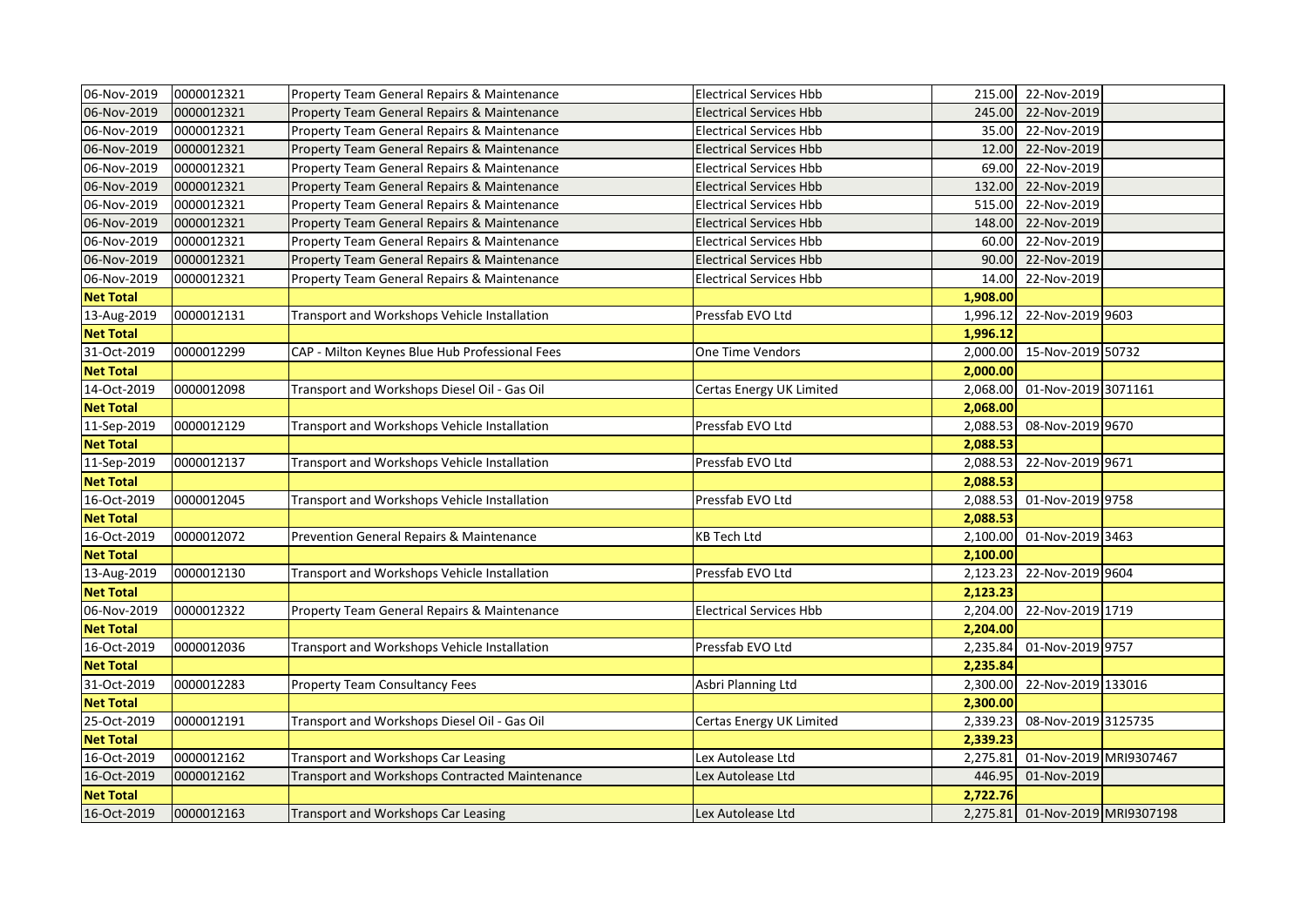| | | | | | | |
|---|---|---|---|---|---|---|
| 06-Nov-2019 | 0000012321 | Property Team General Repairs & Maintenance | Electrical Services Hbb | 215.00 | 22-Nov-2019 | |
| 06-Nov-2019 | 0000012321 | Property Team General Repairs & Maintenance | Electrical Services Hbb | 245.00 | 22-Nov-2019 | |
| 06-Nov-2019 | 0000012321 | Property Team General Repairs & Maintenance | Electrical Services Hbb | 35.00 | 22-Nov-2019 | |
| 06-Nov-2019 | 0000012321 | Property Team General Repairs & Maintenance | Electrical Services Hbb | 12.00 | 22-Nov-2019 | |
| 06-Nov-2019 | 0000012321 | Property Team General Repairs & Maintenance | Electrical Services Hbb | 69.00 | 22-Nov-2019 | |
| 06-Nov-2019 | 0000012321 | Property Team General Repairs & Maintenance | Electrical Services Hbb | 132.00 | 22-Nov-2019 | |
| 06-Nov-2019 | 0000012321 | Property Team General Repairs & Maintenance | Electrical Services Hbb | 515.00 | 22-Nov-2019 | |
| 06-Nov-2019 | 0000012321 | Property Team General Repairs & Maintenance | Electrical Services Hbb | 148.00 | 22-Nov-2019 | |
| 06-Nov-2019 | 0000012321 | Property Team General Repairs & Maintenance | Electrical Services Hbb | 60.00 | 22-Nov-2019 | |
| 06-Nov-2019 | 0000012321 | Property Team General Repairs & Maintenance | Electrical Services Hbb | 90.00 | 22-Nov-2019 | |
| 06-Nov-2019 | 0000012321 | Property Team General Repairs & Maintenance | Electrical Services Hbb | 14.00 | 22-Nov-2019 | |
| **Net Total** | | | | **1,908.00** | | |
| 13-Aug-2019 | 0000012131 | Transport and Workshops Vehicle Installation | Pressfab EVO Ltd | 1,996.12 | 22-Nov-2019 | 9603 |
| **Net Total** | | | | **1,996.12** | | |
| 31-Oct-2019 | 0000012299 | CAP - Milton Keynes Blue Hub Professional Fees | One Time Vendors | 2,000.00 | 15-Nov-2019 | 50732 |
| **Net Total** | | | | **2,000.00** | | |
| 14-Oct-2019 | 0000012098 | Transport and Workshops Diesel Oil - Gas Oil | Certas Energy UK Limited | 2,068.00 | 01-Nov-2019 | 3071161 |
| **Net Total** | | | | **2,068.00** | | |
| 11-Sep-2019 | 0000012129 | Transport and Workshops Vehicle Installation | Pressfab EVO Ltd | 2,088.53 | 08-Nov-2019 | 9670 |
| **Net Total** | | | | **2,088.53** | | |
| 11-Sep-2019 | 0000012137 | Transport and Workshops Vehicle Installation | Pressfab EVO Ltd | 2,088.53 | 22-Nov-2019 | 9671 |
| **Net Total** | | | | **2,088.53** | | |
| 16-Oct-2019 | 0000012045 | Transport and Workshops Vehicle Installation | Pressfab EVO Ltd | 2,088.53 | 01-Nov-2019 | 9758 |
| **Net Total** | | | | **2,088.53** | | |
| 16-Oct-2019 | 0000012072 | Prevention General Repairs & Maintenance | KB Tech Ltd | 2,100.00 | 01-Nov-2019 | 3463 |
| **Net Total** | | | | **2,100.00** | | |
| 13-Aug-2019 | 0000012130 | Transport and Workshops Vehicle Installation | Pressfab EVO Ltd | 2,123.23 | 22-Nov-2019 | 9604 |
| **Net Total** | | | | **2,123.23** | | |
| 06-Nov-2019 | 0000012322 | Property Team General Repairs & Maintenance | Electrical Services Hbb | 2,204.00 | 22-Nov-2019 | 1719 |
| **Net Total** | | | | **2,204.00** | | |
| 16-Oct-2019 | 0000012036 | Transport and Workshops Vehicle Installation | Pressfab EVO Ltd | 2,235.84 | 01-Nov-2019 | 9757 |
| **Net Total** | | | | **2,235.84** | | |
| 31-Oct-2019 | 0000012283 | Property Team Consultancy Fees | Asbri Planning Ltd | 2,300.00 | 22-Nov-2019 | 133016 |
| **Net Total** | | | | **2,300.00** | | |
| 25-Oct-2019 | 0000012191 | Transport and Workshops Diesel Oil - Gas Oil | Certas Energy UK Limited | 2,339.23 | 08-Nov-2019 | 3125735 |
| **Net Total** | | | | **2,339.23** | | |
| 16-Oct-2019 | 0000012162 | Transport and Workshops Car Leasing | Lex Autolease Ltd | 2,275.81 | 01-Nov-2019 | MRI9307467 |
| 16-Oct-2019 | 0000012162 | Transport and Workshops Contracted Maintenance | Lex Autolease Ltd | 446.95 | 01-Nov-2019 | |
| **Net Total** | | | | **2,722.76** | | |
| 16-Oct-2019 | 0000012163 | Transport and Workshops Car Leasing | Lex Autolease Ltd | 2,275.81 | 01-Nov-2019 | MRI9307198 |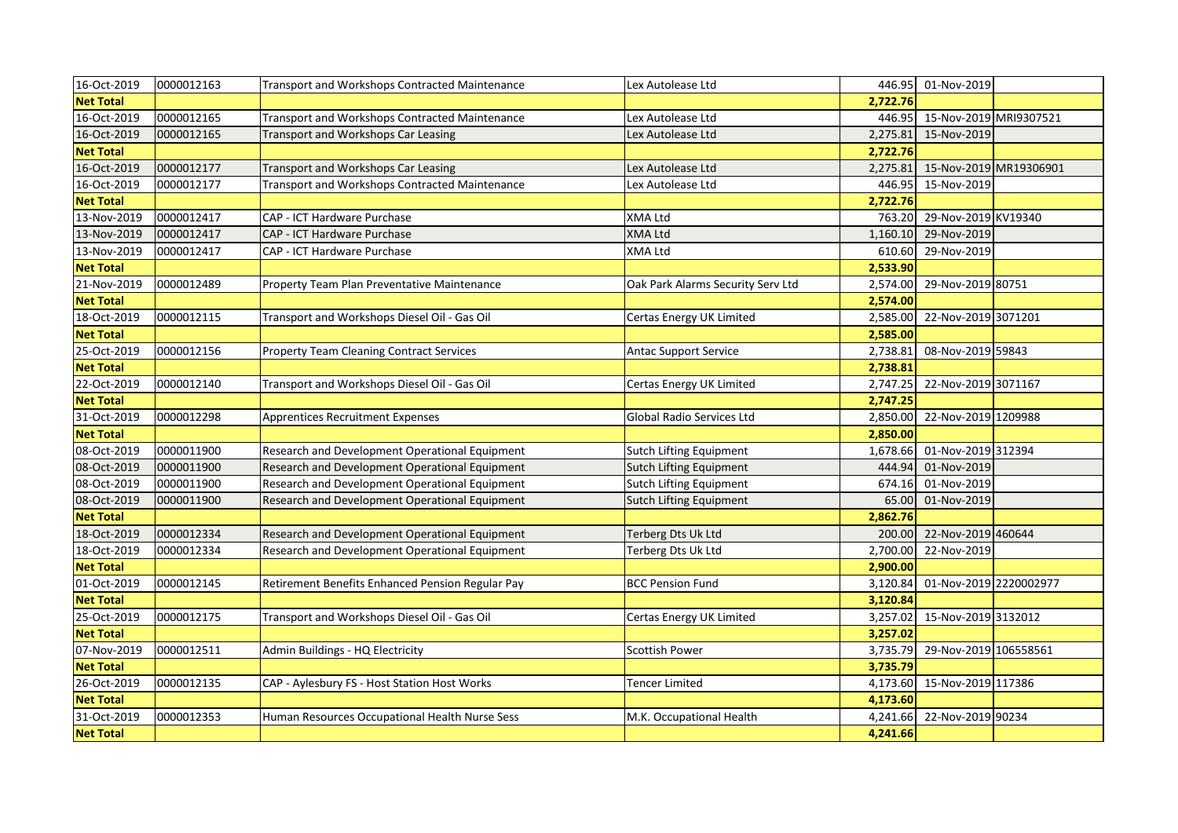| 16-Oct-2019 | 0000012163 | Transport and Workshops Contracted Maintenance | Lex Autolease Ltd | 446.95 | 01-Nov-2019 | |
|---|---|---|---|---|---|---|
| **Net Total** | | | | **2,722.76** | | |
| 16-Oct-2019 | 0000012165 | Transport and Workshops Contracted Maintenance | Lex Autolease Ltd | 446.95 | 15-Nov-2019 | MRI9307521 |
| 16-Oct-2019 | 0000012165 | Transport and Workshops Car Leasing | Lex Autolease Ltd | 2,275.81 | 15-Nov-2019 | |
| **Net Total** | | | | **2,722.76** | | |
| 16-Oct-2019 | 0000012177 | Transport and Workshops Car Leasing | Lex Autolease Ltd | 2,275.81 | 15-Nov-2019 | MR19306901 |
| 16-Oct-2019 | 0000012177 | Transport and Workshops Contracted Maintenance | Lex Autolease Ltd | 446.95 | 15-Nov-2019 | |
| **Net Total** | | | | **2,722.76** | | |
| 13-Nov-2019 | 0000012417 | CAP - ICT Hardware Purchase | XMA Ltd | 763.20 | 29-Nov-2019 | KV19340 |
| 13-Nov-2019 | 0000012417 | CAP - ICT Hardware Purchase | XMA Ltd | 1,160.10 | 29-Nov-2019 | |
| 13-Nov-2019 | 0000012417 | CAP - ICT Hardware Purchase | XMA Ltd | 610.60 | 29-Nov-2019 | |
| **Net Total** | | | | **2,533.90** | | |
| 21-Nov-2019 | 0000012489 | Property Team Plan Preventative Maintenance | Oak Park Alarms Security Serv Ltd | 2,574.00 | 29-Nov-2019 | 80751 |
| **Net Total** | | | | **2,574.00** | | |
| 18-Oct-2019 | 0000012115 | Transport and Workshops Diesel Oil - Gas Oil | Certas Energy UK Limited | 2,585.00 | 22-Nov-2019 | 3071201 |
| **Net Total** | | | | **2,585.00** | | |
| 25-Oct-2019 | 0000012156 | Property Team Cleaning Contract Services | Antac Support Service | 2,738.81 | 08-Nov-2019 | 59843 |
| **Net Total** | | | | **2,738.81** | | |
| 22-Oct-2019 | 0000012140 | Transport and Workshops Diesel Oil - Gas Oil | Certas Energy UK Limited | 2,747.25 | 22-Nov-2019 | 3071167 |
| **Net Total** | | | | **2,747.25** | | |
| 31-Oct-2019 | 0000012298 | Apprentices Recruitment Expenses | Global Radio Services Ltd | 2,850.00 | 22-Nov-2019 | 1209988 |
| **Net Total** | | | | **2,850.00** | | |
| 08-Oct-2019 | 0000011900 | Research and Development Operational Equipment | Sutch Lifting Equipment | 1,678.66 | 01-Nov-2019 | 312394 |
| 08-Oct-2019 | 0000011900 | Research and Development Operational Equipment | Sutch Lifting Equipment | 444.94 | 01-Nov-2019 | |
| 08-Oct-2019 | 0000011900 | Research and Development Operational Equipment | Sutch Lifting Equipment | 674.16 | 01-Nov-2019 | |
| 08-Oct-2019 | 0000011900 | Research and Development Operational Equipment | Sutch Lifting Equipment | 65.00 | 01-Nov-2019 | |
| **Net Total** | | | | **2,862.76** | | |
| 18-Oct-2019 | 0000012334 | Research and Development Operational Equipment | Terberg Dts Uk Ltd | 200.00 | 22-Nov-2019 | 460644 |
| 18-Oct-2019 | 0000012334 | Research and Development Operational Equipment | Terberg Dts Uk Ltd | 2,700.00 | 22-Nov-2019 | |
| **Net Total** | | | | **2,900.00** | | |
| 01-Oct-2019 | 0000012145 | Retirement Benefits Enhanced Pension Regular Pay | BCC Pension Fund | 3,120.84 | 01-Nov-2019 | 2220002977 |
| **Net Total** | | | | **3,120.84** | | |
| 25-Oct-2019 | 0000012175 | Transport and Workshops Diesel Oil - Gas Oil | Certas Energy UK Limited | 3,257.02 | 15-Nov-2019 | 3132012 |
| **Net Total** | | | | **3,257.02** | | |
| 07-Nov-2019 | 0000012511 | Admin Buildings - HQ Electricity | Scottish Power | 3,735.79 | 29-Nov-2019 | 106558561 |
| **Net Total** | | | | **3,735.79** | | |
| 26-Oct-2019 | 0000012135 | CAP - Aylesbury FS - Host Station Host Works | Tencer Limited | 4,173.60 | 15-Nov-2019 | 117386 |
| **Net Total** | | | | **4,173.60** | | |
| 31-Oct-2019 | 0000012353 | Human Resources Occupational Health Nurse Sess | M.K. Occupational Health | 4,241.66 | 22-Nov-2019 | 90234 |
| **Net Total** | | | | **4,241.66** | | |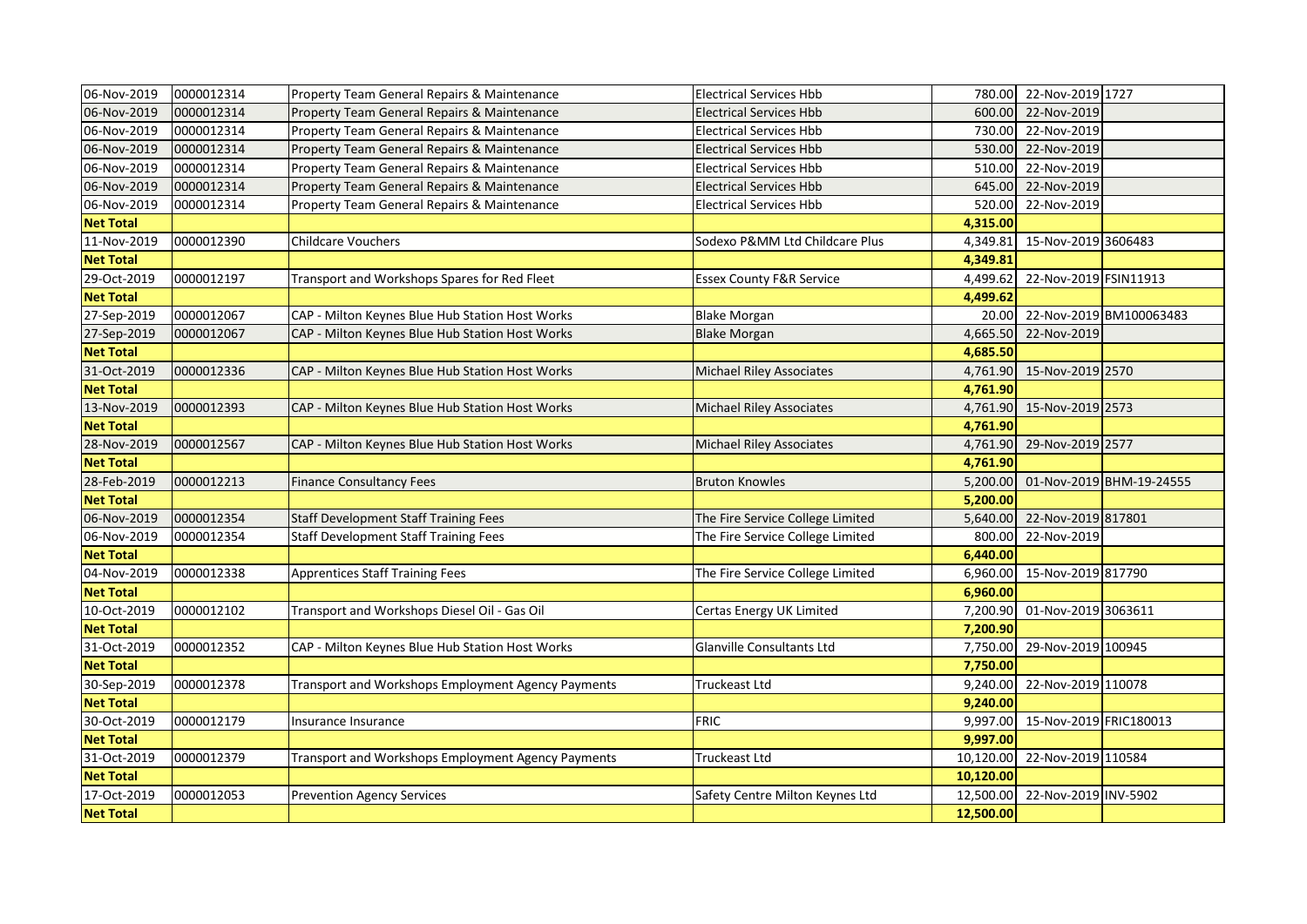| | | | | | | |
|---|---|---|---|---|---|---|
| 06-Nov-2019 | 0000012314 | Property Team General Repairs & Maintenance | Electrical Services Hbb | 780.00 | 22-Nov-2019 | 1727 |
| 06-Nov-2019 | 0000012314 | Property Team General Repairs & Maintenance | Electrical Services Hbb | 600.00 | 22-Nov-2019 | |
| 06-Nov-2019 | 0000012314 | Property Team General Repairs & Maintenance | Electrical Services Hbb | 730.00 | 22-Nov-2019 | |
| 06-Nov-2019 | 0000012314 | Property Team General Repairs & Maintenance | Electrical Services Hbb | 530.00 | 22-Nov-2019 | |
| 06-Nov-2019 | 0000012314 | Property Team General Repairs & Maintenance | Electrical Services Hbb | 510.00 | 22-Nov-2019 | |
| 06-Nov-2019 | 0000012314 | Property Team General Repairs & Maintenance | Electrical Services Hbb | 645.00 | 22-Nov-2019 | |
| 06-Nov-2019 | 0000012314 | Property Team General Repairs & Maintenance | Electrical Services Hbb | 520.00 | 22-Nov-2019 | |
| **Net Total** | | | | **4,315.00** | | |
| 11-Nov-2019 | 0000012390 | Childcare Vouchers | Sodexo P&MM Ltd Childcare Plus | 4,349.81 | 15-Nov-2019 | 3606483 |
| **Net Total** | | | | **4,349.81** | | |
| 29-Oct-2019 | 0000012197 | Transport and Workshops Spares for Red Fleet | Essex County F&R Service | 4,499.62 | 22-Nov-2019 | FSIN11913 |
| **Net Total** | | | | **4,499.62** | | |
| 27-Sep-2019 | 0000012067 | CAP - Milton Keynes Blue Hub Station Host Works | Blake Morgan | 20.00 | 22-Nov-2019 | BM100063483 |
| 27-Sep-2019 | 0000012067 | CAP - Milton Keynes Blue Hub Station Host Works | Blake Morgan | 4,665.50 | 22-Nov-2019 | |
| **Net Total** | | | | **4,685.50** | | |
| 31-Oct-2019 | 0000012336 | CAP - Milton Keynes Blue Hub Station Host Works | Michael Riley Associates | 4,761.90 | 15-Nov-2019 | 2570 |
| **Net Total** | | | | **4,761.90** | | |
| 13-Nov-2019 | 0000012393 | CAP - Milton Keynes Blue Hub Station Host Works | Michael Riley Associates | 4,761.90 | 15-Nov-2019 | 2573 |
| **Net Total** | | | | **4,761.90** | | |
| 28-Nov-2019 | 0000012567 | CAP - Milton Keynes Blue Hub Station Host Works | Michael Riley Associates | 4,761.90 | 29-Nov-2019 | 2577 |
| **Net Total** | | | | **4,761.90** | | |
| 28-Feb-2019 | 0000012213 | Finance Consultancy Fees | Bruton Knowles | 5,200.00 | 01-Nov-2019 | BHM-19-24555 |
| **Net Total** | | | | **5,200.00** | | |
| 06-Nov-2019 | 0000012354 | Staff Development Staff Training Fees | The Fire Service College Limited | 5,640.00 | 22-Nov-2019 | 817801 |
| 06-Nov-2019 | 0000012354 | Staff Development Staff Training Fees | The Fire Service College Limited | 800.00 | 22-Nov-2019 | |
| **Net Total** | | | | **6,440.00** | | |
| 04-Nov-2019 | 0000012338 | Apprentices Staff Training Fees | The Fire Service College Limited | 6,960.00 | 15-Nov-2019 | 817790 |
| **Net Total** | | | | **6,960.00** | | |
| 10-Oct-2019 | 0000012102 | Transport and Workshops Diesel Oil - Gas Oil | Certas Energy UK Limited | 7,200.90 | 01-Nov-2019 | 3063611 |
| **Net Total** | | | | **7,200.90** | | |
| 31-Oct-2019 | 0000012352 | CAP - Milton Keynes Blue Hub Station Host Works | Glanville Consultants Ltd | 7,750.00 | 29-Nov-2019 | 100945 |
| **Net Total** | | | | **7,750.00** | | |
| 30-Sep-2019 | 0000012378 | Transport and Workshops Employment Agency Payments | Truckeast Ltd | 9,240.00 | 22-Nov-2019 | 110078 |
| **Net Total** | | | | **9,240.00** | | |
| 30-Oct-2019 | 0000012179 | Insurance Insurance | FRIC | 9,997.00 | 15-Nov-2019 | FRIC180013 |
| **Net Total** | | | | **9,997.00** | | |
| 31-Oct-2019 | 0000012379 | Transport and Workshops Employment Agency Payments | Truckeast Ltd | 10,120.00 | 22-Nov-2019 | 110584 |
| **Net Total** | | | | **10,120.00** | | |
| 17-Oct-2019 | 0000012053 | Prevention Agency Services | Safety Centre Milton Keynes Ltd | 12,500.00 | 22-Nov-2019 | INV-5902 |
| **Net Total** | | | | **12,500.00** | | |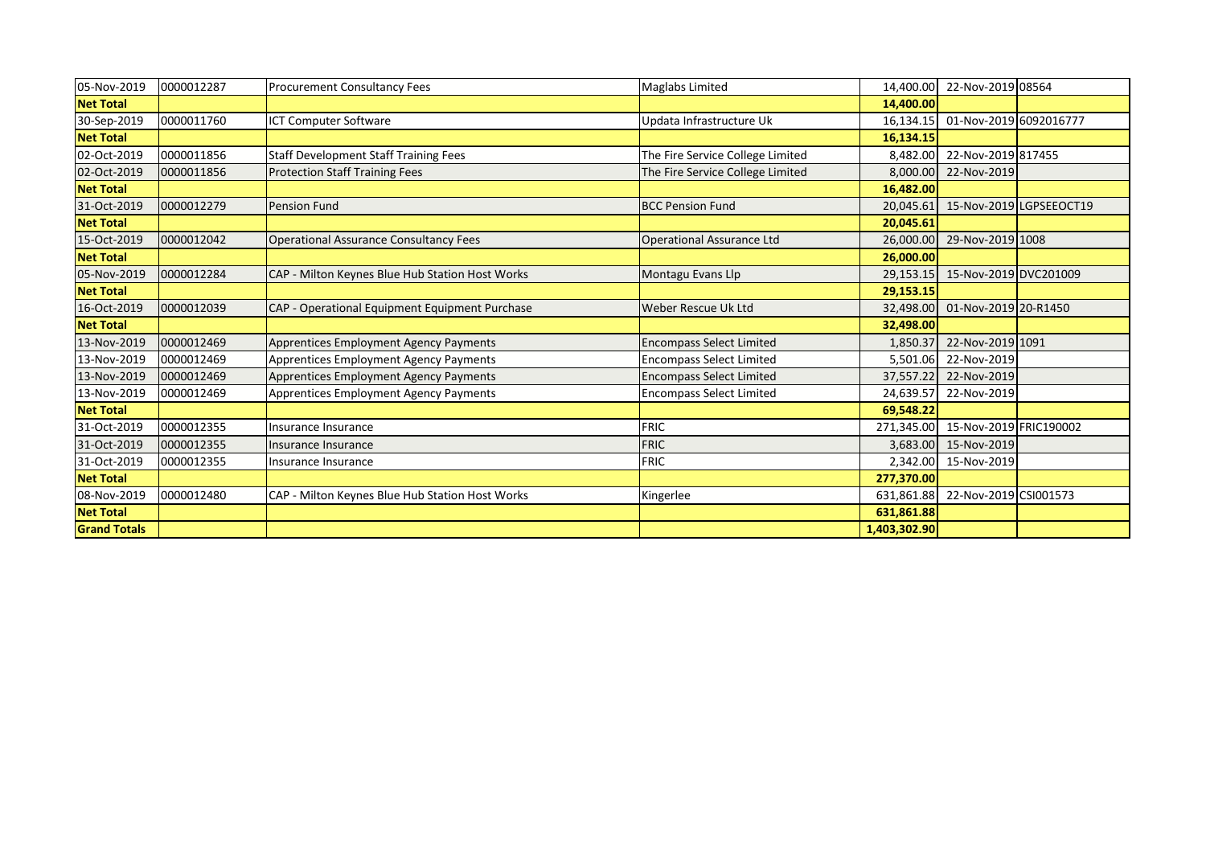| | | | | | | |
|---|---|---|---|---|---|---|
| 05-Nov-2019 | 0000012287 | Procurement Consultancy Fees | Maglabs Limited | 14,400.00 | 22-Nov-2019 | 08564 |
| **Net Total** | | | | **14,400.00** | | |
| 30-Sep-2019 | 0000011760 | ICT Computer Software | Updata Infrastructure Uk | 16,134.15 | 01-Nov-2019 | 6092016777 |
| **Net Total** | | | | **16,134.15** | | |
| 02-Oct-2019 | 0000011856 | Staff Development Staff Training Fees | The Fire Service College Limited | 8,482.00 | 22-Nov-2019 | 817455 |
| 02-Oct-2019 | 0000011856 | Protection Staff Training Fees | The Fire Service College Limited | 8,000.00 | 22-Nov-2019 | |
| **Net Total** | | | | **16,482.00** | | |
| 31-Oct-2019 | 0000012279 | Pension Fund | BCC Pension Fund | 20,045.61 | 15-Nov-2019 | LGPSEEOCT19 |
| **Net Total** | | | | **20,045.61** | | |
| 15-Oct-2019 | 0000012042 | Operational Assurance Consultancy Fees | Operational Assurance Ltd | 26,000.00 | 29-Nov-2019 | 1008 |
| **Net Total** | | | | **26,000.00** | | |
| 05-Nov-2019 | 0000012284 | CAP - Milton Keynes Blue Hub Station Host Works | Montagu Evans Llp | 29,153.15 | 15-Nov-2019 | DVC201009 |
| **Net Total** | | | | **29,153.15** | | |
| 16-Oct-2019 | 0000012039 | CAP - Operational Equipment Equipment Purchase | Weber Rescue Uk Ltd | 32,498.00 | 01-Nov-2019 | 20-R1450 |
| **Net Total** | | | | **32,498.00** | | |
| 13-Nov-2019 | 0000012469 | Apprentices Employment Agency Payments | Encompass Select Limited | 1,850.37 | 22-Nov-2019 | 1091 |
| 13-Nov-2019 | 0000012469 | Apprentices Employment Agency Payments | Encompass Select Limited | 5,501.06 | 22-Nov-2019 | |
| 13-Nov-2019 | 0000012469 | Apprentices Employment Agency Payments | Encompass Select Limited | 37,557.22 | 22-Nov-2019 | |
| 13-Nov-2019 | 0000012469 | Apprentices Employment Agency Payments | Encompass Select Limited | 24,639.57 | 22-Nov-2019 | |
| **Net Total** | | | | **69,548.22** | | |
| 31-Oct-2019 | 0000012355 | Insurance Insurance | FRIC | 271,345.00 | 15-Nov-2019 | FRIC190002 |
| 31-Oct-2019 | 0000012355 | Insurance Insurance | FRIC | 3,683.00 | 15-Nov-2019 | |
| 31-Oct-2019 | 0000012355 | Insurance Insurance | FRIC | 2,342.00 | 15-Nov-2019 | |
| **Net Total** | | | | **277,370.00** | | |
| 08-Nov-2019 | 0000012480 | CAP - Milton Keynes Blue Hub Station Host Works | Kingerlee | 631,861.88 | 22-Nov-2019 | CSI001573 |
| **Net Total** | | | | **631,861.88** | | |
| **Grand Totals** | | | | **1,403,302.90** | | |